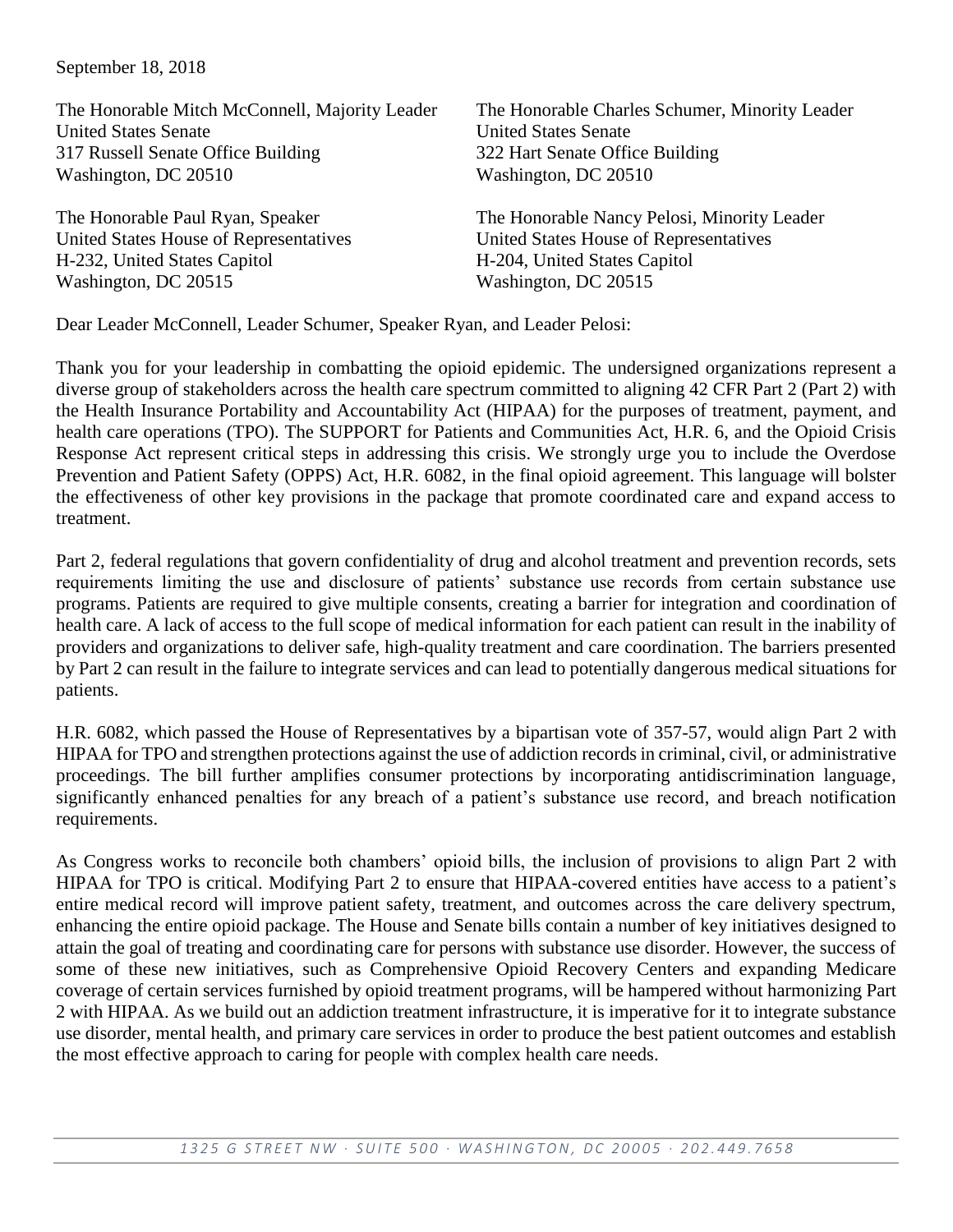September 18, 2018

The Honorable Mitch McConnell, Majority Leader
United States Senate
317 Russell Senate Office Building
Washington, DC 20510

The Honorable Charles Schumer, Minority Leader
United States Senate
322 Hart Senate Office Building
Washington, DC 20510

The Honorable Paul Ryan, Speaker
United States House of Representatives
H-232, United States Capitol
Washington, DC 20515

The Honorable Nancy Pelosi, Minority Leader
United States House of Representatives
H-204, United States Capitol
Washington, DC 20515

Dear Leader McConnell, Leader Schumer, Speaker Ryan, and Leader Pelosi:

Thank you for your leadership in combatting the opioid epidemic. The undersigned organizations represent a diverse group of stakeholders across the health care spectrum committed to aligning 42 CFR Part 2 (Part 2) with the Health Insurance Portability and Accountability Act (HIPAA) for the purposes of treatment, payment, and health care operations (TPO). The SUPPORT for Patients and Communities Act, H.R. 6, and the Opioid Crisis Response Act represent critical steps in addressing this crisis. We strongly urge you to include the Overdose Prevention and Patient Safety (OPPS) Act, H.R. 6082, in the final opioid agreement. This language will bolster the effectiveness of other key provisions in the package that promote coordinated care and expand access to treatment.

Part 2, federal regulations that govern confidentiality of drug and alcohol treatment and prevention records, sets requirements limiting the use and disclosure of patients' substance use records from certain substance use programs. Patients are required to give multiple consents, creating a barrier for integration and coordination of health care. A lack of access to the full scope of medical information for each patient can result in the inability of providers and organizations to deliver safe, high-quality treatment and care coordination. The barriers presented by Part 2 can result in the failure to integrate services and can lead to potentially dangerous medical situations for patients.

H.R. 6082, which passed the House of Representatives by a bipartisan vote of 357-57, would align Part 2 with HIPAA for TPO and strengthen protections against the use of addiction records in criminal, civil, or administrative proceedings. The bill further amplifies consumer protections by incorporating antidiscrimination language, significantly enhanced penalties for any breach of a patient's substance use record, and breach notification requirements.

As Congress works to reconcile both chambers' opioid bills, the inclusion of provisions to align Part 2 with HIPAA for TPO is critical. Modifying Part 2 to ensure that HIPAA-covered entities have access to a patient's entire medical record will improve patient safety, treatment, and outcomes across the care delivery spectrum, enhancing the entire opioid package. The House and Senate bills contain a number of key initiatives designed to attain the goal of treating and coordinating care for persons with substance use disorder. However, the success of some of these new initiatives, such as Comprehensive Opioid Recovery Centers and expanding Medicare coverage of certain services furnished by opioid treatment programs, will be hampered without harmonizing Part 2 with HIPAA. As we build out an addiction treatment infrastructure, it is imperative for it to integrate substance use disorder, mental health, and primary care services in order to produce the best patient outcomes and establish the most effective approach to caring for people with complex health care needs.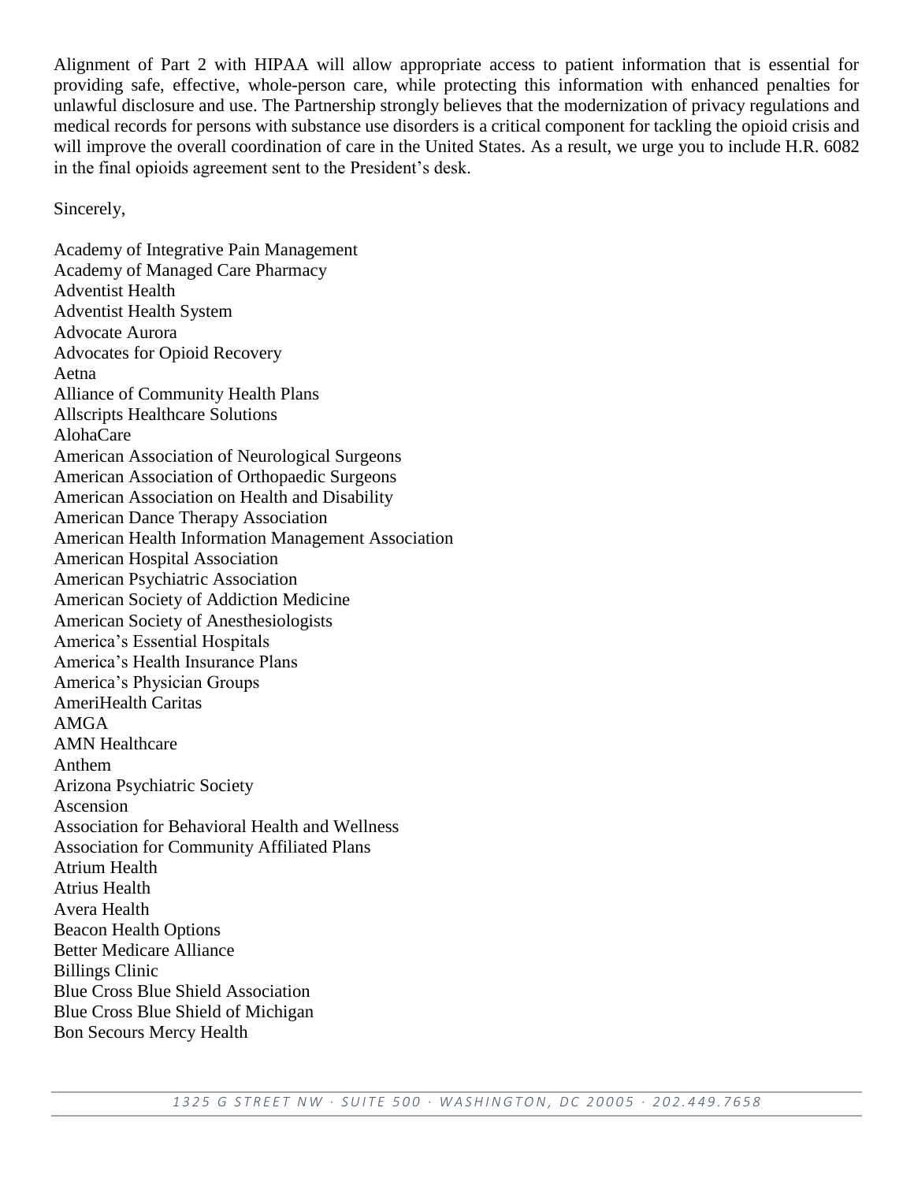Alignment of Part 2 with HIPAA will allow appropriate access to patient information that is essential for providing safe, effective, whole-person care, while protecting this information with enhanced penalties for unlawful disclosure and use. The Partnership strongly believes that the modernization of privacy regulations and medical records for persons with substance use disorders is a critical component for tackling the opioid crisis and will improve the overall coordination of care in the United States. As a result, we urge you to include H.R. 6082 in the final opioids agreement sent to the President's desk.

Sincerely,

Academy of Integrative Pain Management
Academy of Managed Care Pharmacy
Adventist Health
Adventist Health System
Advocate Aurora
Advocates for Opioid Recovery
Aetna
Alliance of Community Health Plans
Allscripts Healthcare Solutions
AlohaCare
American Association of Neurological Surgeons
American Association of Orthopaedic Surgeons
American Association on Health and Disability
American Dance Therapy Association
American Health Information Management Association
American Hospital Association
American Psychiatric Association
American Society of Addiction Medicine
American Society of Anesthesiologists
America's Essential Hospitals
America's Health Insurance Plans
America's Physician Groups
AmeriHealth Caritas
AMGA
AMN Healthcare
Anthem
Arizona Psychiatric Society
Ascension
Association for Behavioral Health and Wellness
Association for Community Affiliated Plans
Atrium Health
Atrius Health
Avera Health
Beacon Health Options
Better Medicare Alliance
Billings Clinic
Blue Cross Blue Shield Association
Blue Cross Blue Shield of Michigan
Bon Secours Mercy Health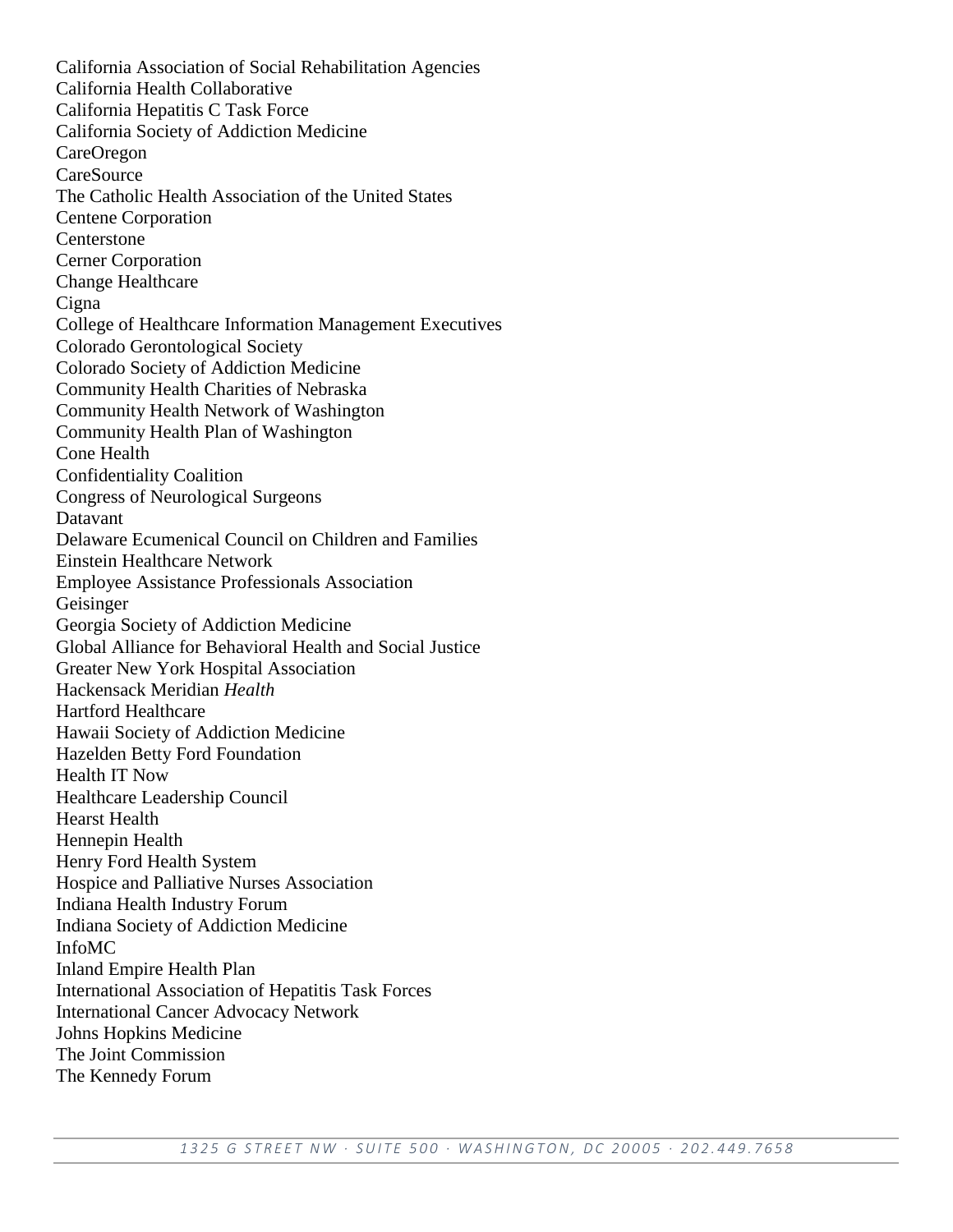California Association of Social Rehabilitation Agencies
California Health Collaborative
California Hepatitis C Task Force
California Society of Addiction Medicine
CareOregon
CareSource
The Catholic Health Association of the United States
Centene Corporation
Centerstone
Cerner Corporation
Change Healthcare
Cigna
College of Healthcare Information Management Executives
Colorado Gerontological Society
Colorado Society of Addiction Medicine
Community Health Charities of Nebraska
Community Health Network of Washington
Community Health Plan of Washington
Cone Health
Confidentiality Coalition
Congress of Neurological Surgeons
Datavant
Delaware Ecumenical Council on Children and Families
Einstein Healthcare Network
Employee Assistance Professionals Association
Geisinger
Georgia Society of Addiction Medicine
Global Alliance for Behavioral Health and Social Justice
Greater New York Hospital Association
Hackensack Meridian *Health*
Hartford Healthcare
Hawaii Society of Addiction Medicine
Hazelden Betty Ford Foundation
Health IT Now
Healthcare Leadership Council
Hearst Health
Hennepin Health
Henry Ford Health System
Hospice and Palliative Nurses Association
Indiana Health Industry Forum
Indiana Society of Addiction Medicine
InfoMC
Inland Empire Health Plan
International Association of Hepatitis Task Forces
International Cancer Advocacy Network
Johns Hopkins Medicine
The Joint Commission
The Kennedy Forum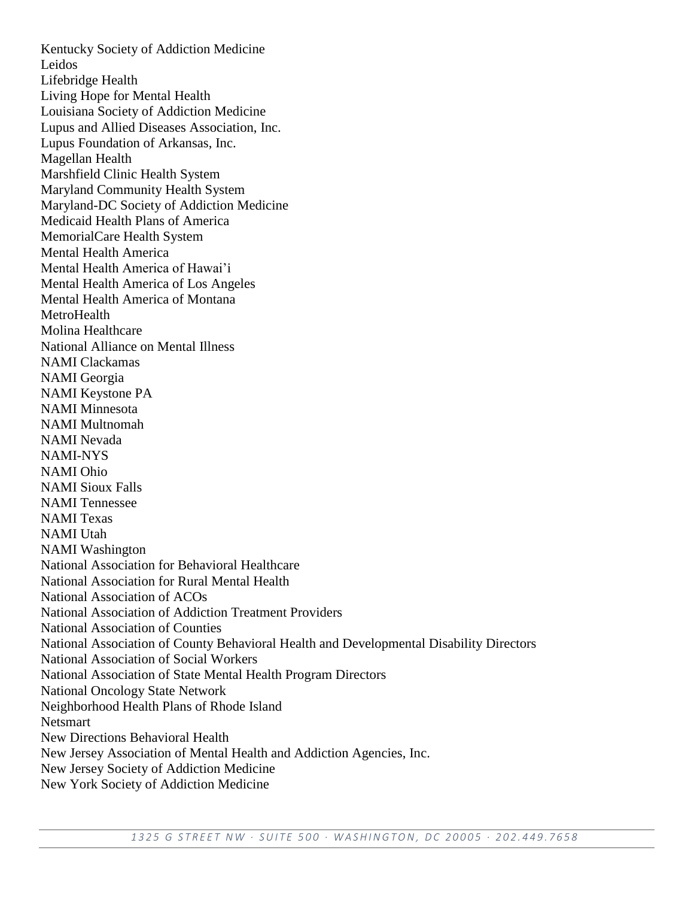Kentucky Society of Addiction Medicine
Leidos
Lifebridge Health
Living Hope for Mental Health
Louisiana Society of Addiction Medicine
Lupus and Allied Diseases Association, Inc.
Lupus Foundation of Arkansas, Inc.
Magellan Health
Marshfield Clinic Health System
Maryland Community Health System
Maryland-DC Society of Addiction Medicine
Medicaid Health Plans of America
MemorialCare Health System
Mental Health America
Mental Health America of Hawai'i
Mental Health America of Los Angeles
Mental Health America of Montana
MetroHealth
Molina Healthcare
National Alliance on Mental Illness
NAMI Clackamas
NAMI Georgia
NAMI Keystone PA
NAMI Minnesota
NAMI Multnomah
NAMI Nevada
NAMI-NYS
NAMI Ohio
NAMI Sioux Falls
NAMI Tennessee
NAMI Texas
NAMI Utah
NAMI Washington
National Association for Behavioral Healthcare
National Association for Rural Mental Health
National Association of ACOs
National Association of Addiction Treatment Providers
National Association of Counties
National Association of County Behavioral Health and Developmental Disability Directors
National Association of Social Workers
National Association of State Mental Health Program Directors
National Oncology State Network
Neighborhood Health Plans of Rhode Island
Netsmart
New Directions Behavioral Health
New Jersey Association of Mental Health and Addiction Agencies, Inc.
New Jersey Society of Addiction Medicine
New York Society of Addiction Medicine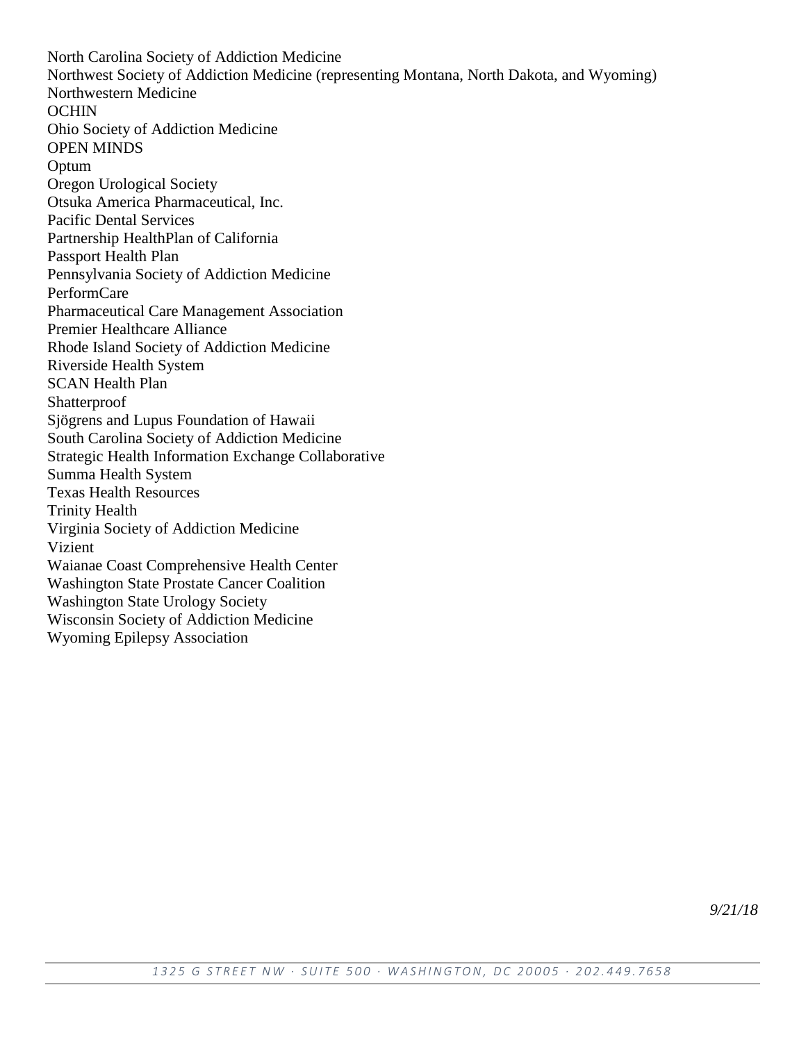North Carolina Society of Addiction Medicine
Northwest Society of Addiction Medicine (representing Montana, North Dakota, and Wyoming)
Northwestern Medicine
OCHIN
Ohio Society of Addiction Medicine
OPEN MINDS
Optum
Oregon Urological Society
Otsuka America Pharmaceutical, Inc.
Pacific Dental Services
Partnership HealthPlan of California
Passport Health Plan
Pennsylvania Society of Addiction Medicine
PerformCare
Pharmaceutical Care Management Association
Premier Healthcare Alliance
Rhode Island Society of Addiction Medicine
Riverside Health System
SCAN Health Plan
Shatterproof
Sjögrens and Lupus Foundation of Hawaii
South Carolina Society of Addiction Medicine
Strategic Health Information Exchange Collaborative
Summa Health System
Texas Health Resources
Trinity Health
Virginia Society of Addiction Medicine
Vizient
Waianae Coast Comprehensive Health Center
Washington State Prostate Cancer Coalition
Washington State Urology Society
Wisconsin Society of Addiction Medicine
Wyoming Epilepsy Association

*9/21/18*